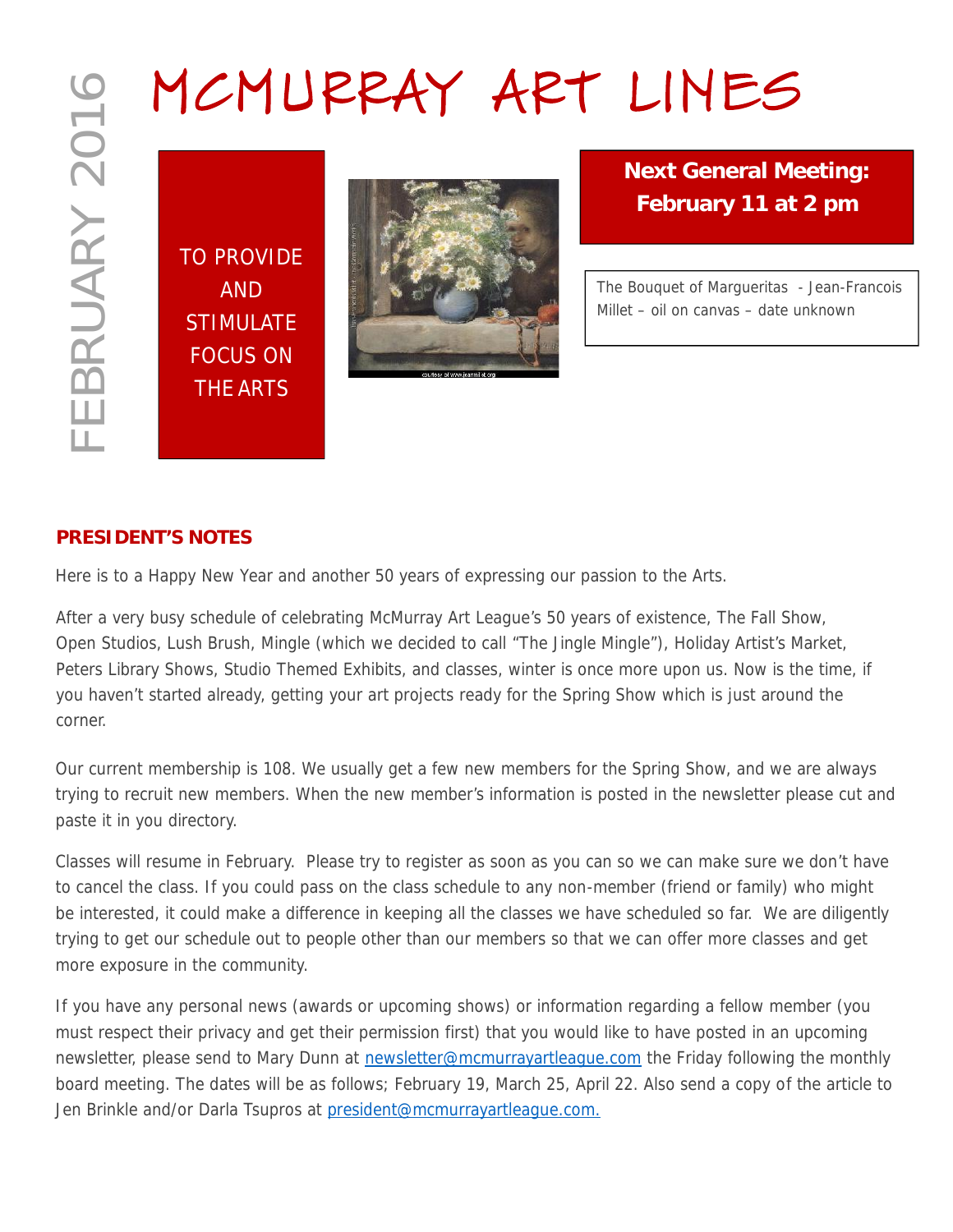# MCMURRAY ART LINES

FEBRUARY 2016

TO PROVIDE AND STIMULATE FOCUS ON THE ARTS

**Next General Meeting: February 11 at 2 pm**

The Bouquet of Margueritas - Jean-Francois Millet – oil on canvas – date unknown

## PRESIDENT'S NOTES

Here is to a Happy New Year and another 50 years of expressing our passion to the Arts.

After a very busy schedule of celebrating McMurray Art League's 50 years of existence, The Fall Show, Open Studios, Lush Brush, Mingle (which we decided to call "The Jingle Mingle"), Holiday Artist's Market, Peters Library Shows, Studio Themed Exhibits, and classes, winter is once more upon us. Now is the time, if you haven't started already, getting your art projects ready for the Spring Show which is just around the corner.

Our current membership is 108. We usually get a few new members for the Spring Show, and we are always trying to recruit new members. When the new member's information is posted in the newsletter please cut and paste it in you directory.

Classes will resume in February. Please try to register as soon as you can so we can make sure we don't have to cancel the class. If you could pass on the class schedule to any non-member (friend or family) who might be interested, it could make a difference in keeping all the classes we have scheduled so far. We are diligently trying to get our schedule out to people other than our members so that we can offer more classes and get more exposure in the community.

If you have any personal news (awards or upcoming shows) or information regarding a fellow member (you must respect their privacy and get their permission first) that you would like to have posted in an upcoming newsletter, please send to Mary Dunn at newsletter@mcmurrayartleague.com the Friday following the monthly board meeting. The dates will be as follows; February 19, March 25, April 22. Also send a copy of the article to Jen Brinkle and/or Darla Tsupros at president@mcmurrayartleague.com.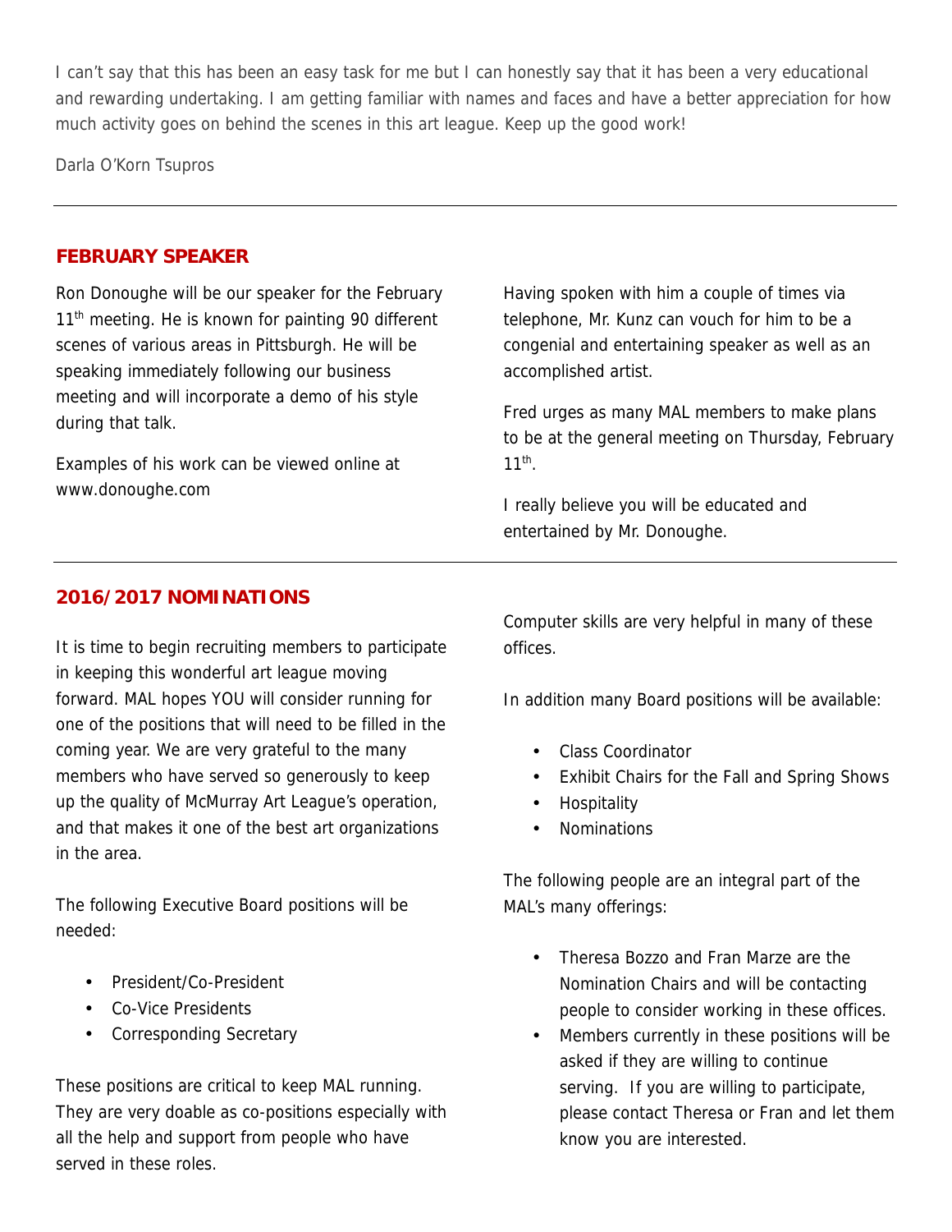I can't say that this has been an easy task for me but I can honestly say that it has been a very educational and rewarding undertaking. I am getting familiar with names and faces and have a better appreciation for how much activity goes on behind the scenes in this art league. Keep up the good work!

Darla O'Korn Tsupros

---

## FEBRUARY SPEAKER

Ron Donoughe will be our speaker for the February 11th meeting. He is known for painting 90 different scenes of various areas in Pittsburgh. He will be speaking immediately following our business meeting and will incorporate a demo of his style during that talk.

Examples of his work can be viewed online at www.donoughe.com

Having spoken with him a couple of times via telephone, Mr. Kunz can vouch for him to be a congenial and entertaining speaker as well as an accomplished artist.

Fred urges as many MAL members to make plans to be at the general meeting on Thursday, February 11th.

I really believe you will be educated and entertained by Mr. Donoughe.

---

## 2016/2017 NOMINATIONS

It is time to begin recruiting members to participate in keeping this wonderful art league moving forward. MAL hopes YOU will consider running for one of the positions that will need to be filled in the coming year. We are very grateful to the many members who have served so generously to keep up the quality of McMurray Art League's operation, and that makes it one of the best art organizations in the area.

The following Executive Board positions will be needed:

- President/Co-President
- Co-Vice Presidents
- Corresponding Secretary

These positions are critical to keep MAL running. They are very doable as co-positions especially with all the help and support from people who have served in these roles.

Computer skills are very helpful in many of these offices.

In addition many Board positions will be available:

- Class Coordinator
- Exhibit Chairs for the Fall and Spring Shows
- Hospitality
- Nominations

The following people are an integral part of the MAL's many offerings:

- Theresa Bozzo and Fran Marze are the Nomination Chairs and will be contacting people to consider working in these offices.
- Members currently in these positions will be asked if they are willing to continue serving. If you are willing to participate, please contact Theresa or Fran and let them know you are interested.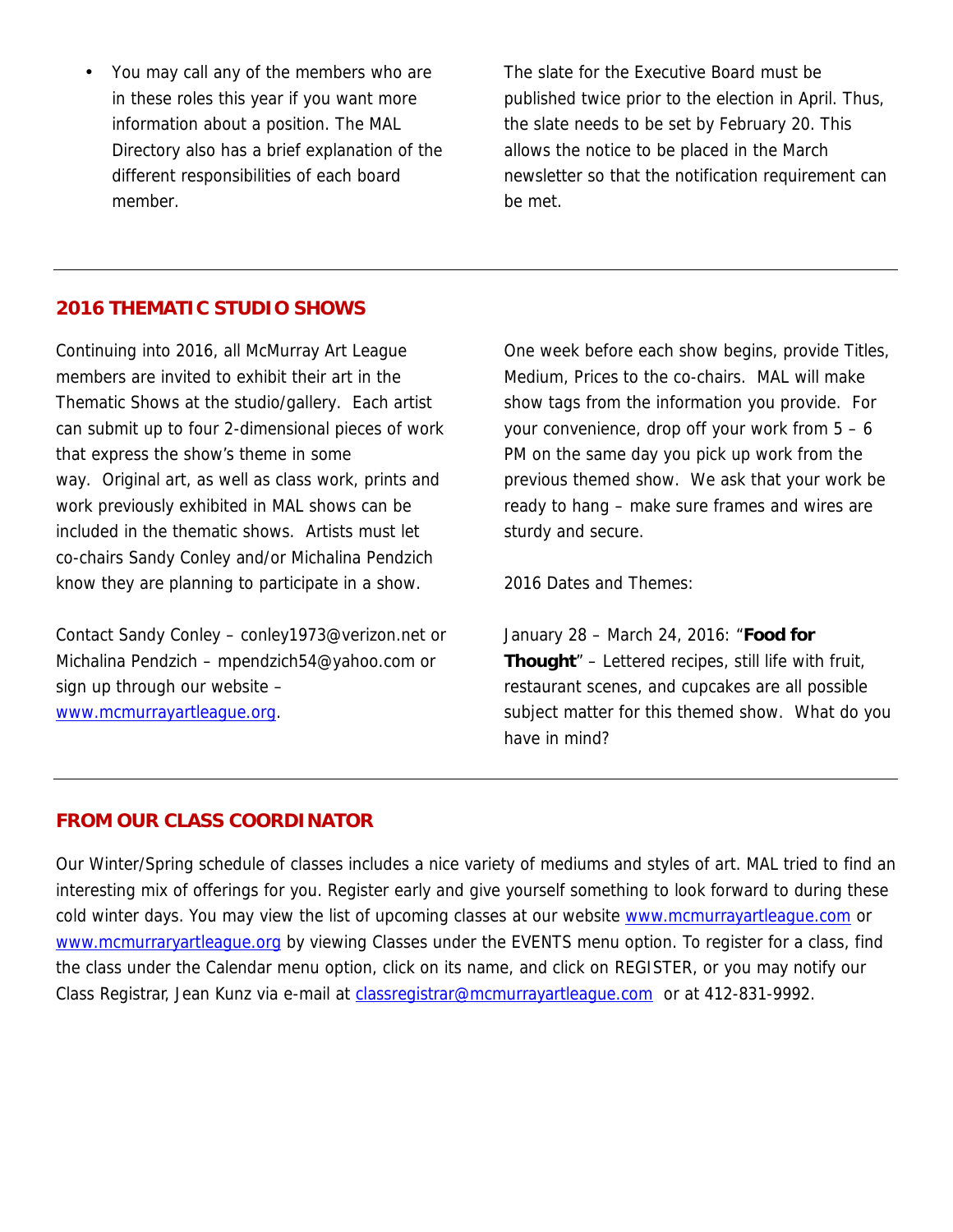- You may call any of the members who are in these roles this year if you want more information about a position. The MAL Directory also has a brief explanation of the different responsibilities of each board member.

The slate for the Executive Board must be published twice prior to the election in April. Thus, the slate needs to be set by February 20. This allows the notice to be placed in the March newsletter so that the notification requirement can be met.

---

## 2016 THEMATIC STUDIO SHOWS

Continuing into 2016, all McMurray Art League members are invited to exhibit their art in the Thematic Shows at the studio/gallery. Each artist can submit up to four 2-dimensional pieces of work that express the show's theme in some way. Original art, as well as class work, prints and work previously exhibited in MAL shows can be included in the thematic shows. Artists must let co-chairs Sandy Conley and/or Michalina Pendzich know they are planning to participate in a show.

Contact Sandy Conley – conley1973@verizon.net or Michalina Pendzich – mpendzich54@yahoo.com or sign up through our website – [www.mcmurrayartleague.org](www.mcmurrayartleague.org).

One week before each show begins, provide Titles, Medium, Prices to the co-chairs. MAL will make show tags from the information you provide. For your convenience, drop off your work from 5 – 6 PM on the same day you pick up work from the previous themed show. We ask that your work be ready to hang – make sure frames and wires are sturdy and secure.

2016 Dates and Themes:

January 28 – March 24, 2016: "**Food for Thought**" – Lettered recipes, still life with fruit, restaurant scenes, and cupcakes are all possible subject matter for this themed show. What do you have in mind?

---

## FROM OUR CLASS COORDINATOR

Our Winter/Spring schedule of classes includes a nice variety of mediums and styles of art. MAL tried to find an interesting mix of offerings for you. Register early and give yourself something to look forward to during these cold winter days. You may view the list of upcoming classes at our website [www.mcmurrayartleague.com](www.mcmurrayartleague.com) or [www.mcmurraryartleague.org](www.mcmurraryartleague.org) by viewing Classes under the EVENTS menu option. To register for a class, find the class under the Calendar menu option, click on its name, and click on REGISTER, or you may notify our Class Registrar, Jean Kunz via e-mail at [classregistrar@mcmurrayartleague.com](mailto:classregistrar@mcmurrayartleague.com) or at 412-831-9992.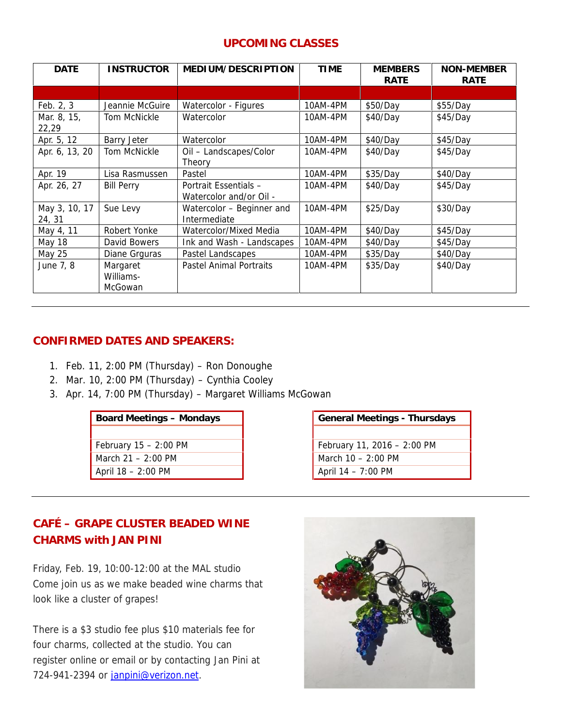## UPCOMING CLASSES

| DATE | INSTRUCTOR | MEDIUM/DESCRIPTION | TIME | MEMBERS RATE | NON-MEMBER RATE |
|---|---|---|---|---|---|
| | | | | | |
| Feb. 2, 3 | Jeannie McGuire | Watercolor - Figures | 10AM-4PM | $50/Day | $55/Day |
| Mar. 8, 15, 22,29 | Tom McNickle | Watercolor | 10AM-4PM | $40/Day | $45/Day |
| Apr. 5, 12 | Barry Jeter | Watercolor | 10AM-4PM | $40/Day | $45/Day |
| Apr. 6, 13, 20 | Tom McNickle | Oil – Landscapes/Color Theory | 10AM-4PM | $40/Day | $45/Day |
| Apr. 19 | Lisa Rasmussen | Pastel | 10AM-4PM | $35/Day | $40/Day |
| Apr. 26, 27 | Bill Perry | Portrait Essentials – Watercolor and/or Oil - | 10AM-4PM | $40/Day | $45/Day |
| May 3, 10, 17 24, 31 | Sue Levy | Watercolor – Beginner and Intermediate | 10AM-4PM | $25/Day | $30/Day |
| May 4, 11 | Robert Yonke | Watercolor/Mixed Media | 10AM-4PM | $40/Day | $45/Day |
| May 18 | David Bowers | Ink and Wash - Landscapes | 10AM-4PM | $40/Day | $45/Day |
| May 25 | Diane Grguras | Pastel Landscapes | 10AM-4PM | $35/Day | $40/Day |
| June 7, 8 | Margaret Williams-McGowan | Pastel Animal Portraits | 10AM-4PM | $35/Day | $40/Day |

---

## CONFIRMED DATES AND SPEAKERS:

1. Feb. 11, 2:00 PM (Thursday) – Ron Donoughe
2. Mar. 10, 2:00 PM (Thursday) – Cynthia Cooley
3. Apr. 14, 7:00 PM (Thursday) – Margaret Williams McGowan

| Board Meetings – Mondays |
|---|
| |
| February 15 – 2:00 PM |
| March 21 – 2:00 PM |
| April 18 – 2:00 PM |

| General Meetings - Thursdays |
|---|
| |
| February 11, 2016 – 2:00 PM |
| March 10 – 2:00 PM |
| April 14 – 7:00 PM |

---

## CAFÉ – GRAPE CLUSTER BEADED WINE CHARMS with JAN PINI

Friday, Feb. 19, 10:00-12:00 at the MAL studio
Come join us as we make beaded wine charms that look like a cluster of grapes!

There is a $3 studio fee plus $10 materials fee for four charms, collected at the studio. You can register online or email or by contacting Jan Pini at 724-941-2394 or janpini@verizon.net.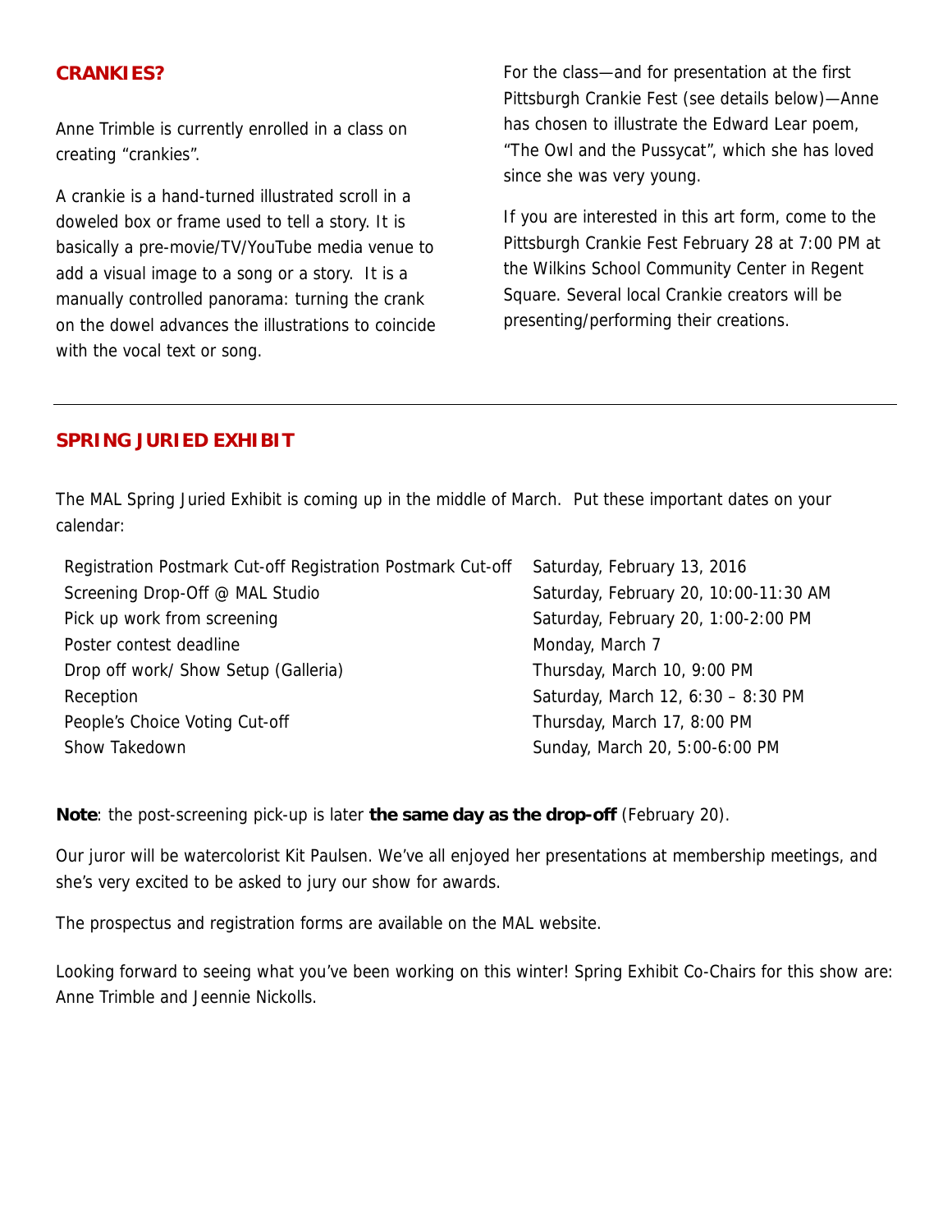## CRANKIES?

Anne Trimble is currently enrolled in a class on creating "crankies".

A crankie is a hand-turned illustrated scroll in a doweled box or frame used to tell a story. It is basically a pre-movie/TV/YouTube media venue to add a visual image to a song or a story. It is a manually controlled panorama: turning the crank on the dowel advances the illustrations to coincide with the vocal text or song.

For the class—and for presentation at the first Pittsburgh Crankie Fest (see details below)—Anne has chosen to illustrate the Edward Lear poem, "The Owl and the Pussycat", which she has loved since she was very young.

If you are interested in this art form, come to the Pittsburgh Crankie Fest February 28 at 7:00 PM at the Wilkins School Community Center in Regent Square. Several local Crankie creators will be presenting/performing their creations.

---

## SPRING JURIED EXHIBIT

The MAL Spring Juried Exhibit is coming up in the middle of March. Put these important dates on your calendar:

| | |
|---|---|
| Registration Postmark Cut-off Registration Postmark Cut-off | Saturday, February 13, 2016 |
| Screening Drop-Off @ MAL Studio | Saturday, February 20, 10:00-11:30 AM |
| Pick up work from screening | Saturday, February 20, 1:00-2:00 PM |
| Poster contest deadline | Monday, March 7 |
| Drop off work/ Show Setup (Galleria) | Thursday, March 10, 9:00 PM |
| Reception | Saturday, March 12, 6:30 – 8:30 PM |
| People's Choice Voting Cut-off | Thursday, March 17, 8:00 PM |
| Show Takedown | Sunday, March 20, 5:00-6:00 PM |

**Note**: the post-screening pick-up is later **the same day as the drop-off** (February 20).

Our juror will be watercolorist Kit Paulsen. We've all enjoyed her presentations at membership meetings, and she's very excited to be asked to jury our show for awards.

The prospectus and registration forms are available on the MAL website.

Looking forward to seeing what you've been working on this winter! Spring Exhibit Co-Chairs for this show are: Anne Trimble and Jeennie Nickolls.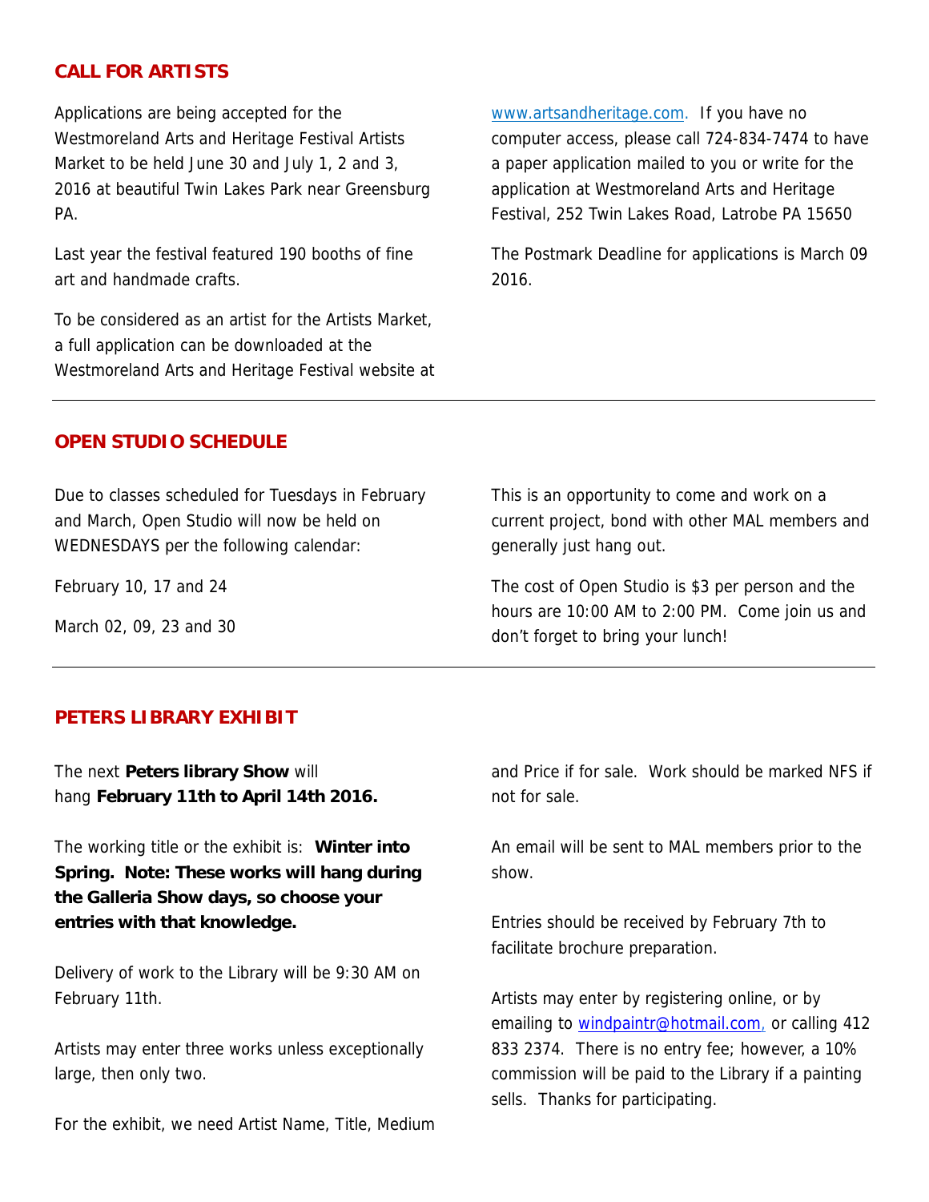## CALL FOR ARTISTS

Applications are being accepted for the Westmoreland Arts and Heritage Festival Artists Market to be held June 30 and July 1, 2 and 3, 2016 at beautiful Twin Lakes Park near Greensburg PA.

Last year the festival featured 190 booths of fine art and handmade crafts.

To be considered as an artist for the Artists Market, a full application can be downloaded at the Westmoreland Arts and Heritage Festival website at www.artsandheritage.com. If you have no computer access, please call 724-834-7474 to have a paper application mailed to you or write for the application at Westmoreland Arts and Heritage Festival, 252 Twin Lakes Road, Latrobe PA 15650

The Postmark Deadline for applications is March 09 2016.

---

## OPEN STUDIO SCHEDULE

Due to classes scheduled for Tuesdays in February and March, Open Studio will now be held on WEDNESDAYS per the following calendar:

February 10, 17 and 24

March 02, 09, 23 and 30

This is an opportunity to come and work on a current project, bond with other MAL members and generally just hang out.

The cost of Open Studio is $3 per person and the hours are 10:00 AM to 2:00 PM. Come join us and don't forget to bring your lunch!

---

## PETERS LIBRARY EXHIBIT

The next **Peters library Show** will hang **February 11th to April 14th 2016.**

The working title or the exhibit is: **Winter into Spring. Note: These works will hang during the Galleria Show days, so choose your entries with that knowledge.**

Delivery of work to the Library will be 9:30 AM on February 11th.

Artists may enter three works unless exceptionally large, then only two.

For the exhibit, we need Artist Name, Title, Medium and Price if for sale. Work should be marked NFS if not for sale.

An email will be sent to MAL members prior to the show.

Entries should be received by February 7th to facilitate brochure preparation.

Artists may enter by registering online, or by emailing to windpaintr@hotmail.com, or calling 412 833 2374. There is no entry fee; however, a 10% commission will be paid to the Library if a painting sells. Thanks for participating.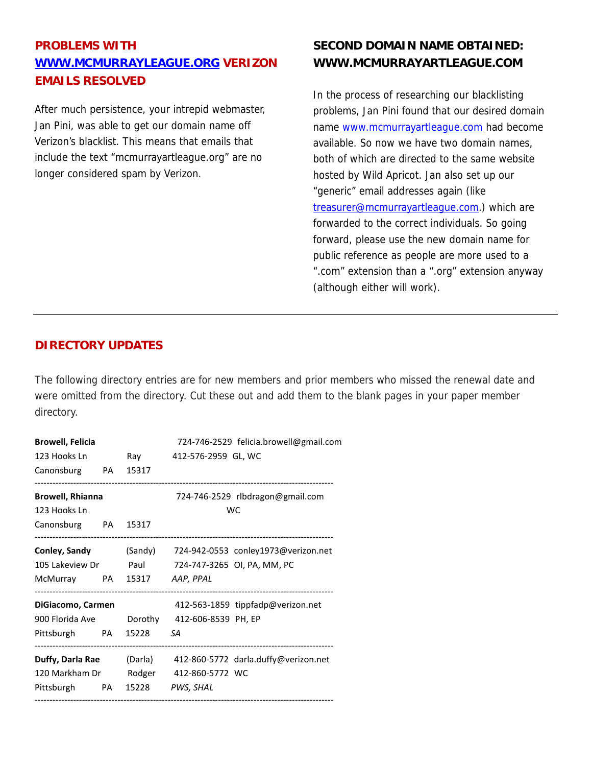## PROBLEMS WITH [WWW.MCMURRAYLEAGUE.ORG](http://www.mcmurrayleague.org) VERIZON EMAILS RESOLVED

After much persistence, your intrepid webmaster, Jan Pini, was able to get our domain name off Verizon's blacklist. This means that emails that include the text "mcmurrayartleague.org" are no longer considered spam by Verizon.

## SECOND DOMAIN NAME OBTAINED: WWW.MCMURRAYARTLEAGUE.COM

In the process of researching our blacklisting problems, Jan Pini found that our desired domain name www.mcmurrayartleague.com had become available. So now we have two domain names, both of which are directed to the same website hosted by Wild Apricot. Jan also set up our "generic" email addresses again (like treasurer@mcmurrayartleague.com.) which are forwarded to the correct individuals. So going forward, please use the new domain name for public reference as people are more used to a ".com" extension than a ".org" extension anyway (although either will work).

---

## DIRECTORY UPDATES

The following directory entries are for new members and prior members who missed the renewal date and were omitted from the directory. Cut these out and add them to the blank pages in your paper member directory.

**Browell, Felicia** 724-746-2529 felicia.browell@gmail.com
123 Hooks Ln Ray 412-576-2959 GL, WC
Canonsburg PA 15317

---

**Browell, Rhianna** 724-746-2529 rlbdragon@gmail.com
123 Hooks Ln WC
Canonsburg PA 15317

---

**Conley, Sandy** (Sandy) 724-942-0553 conley1973@verizon.net
105 Lakeview Dr Paul 724-747-3265 OI, PA, MM, PC
McMurray PA 15317 *AAP, PPAL*

---

**DiGiacomo, Carmen** 412-563-1859 tippfadp@verizon.net
900 Florida Ave Dorothy 412-606-8539 PH, EP
Pittsburgh PA 15228 *SA*

---

**Duffy, Darla Rae** (Darla) 412-860-5772 darla.duffy@verizon.net
120 Markham Dr Rodger 412-860-5772 WC
Pittsburgh PA 15228 *PWS, SHAL*

---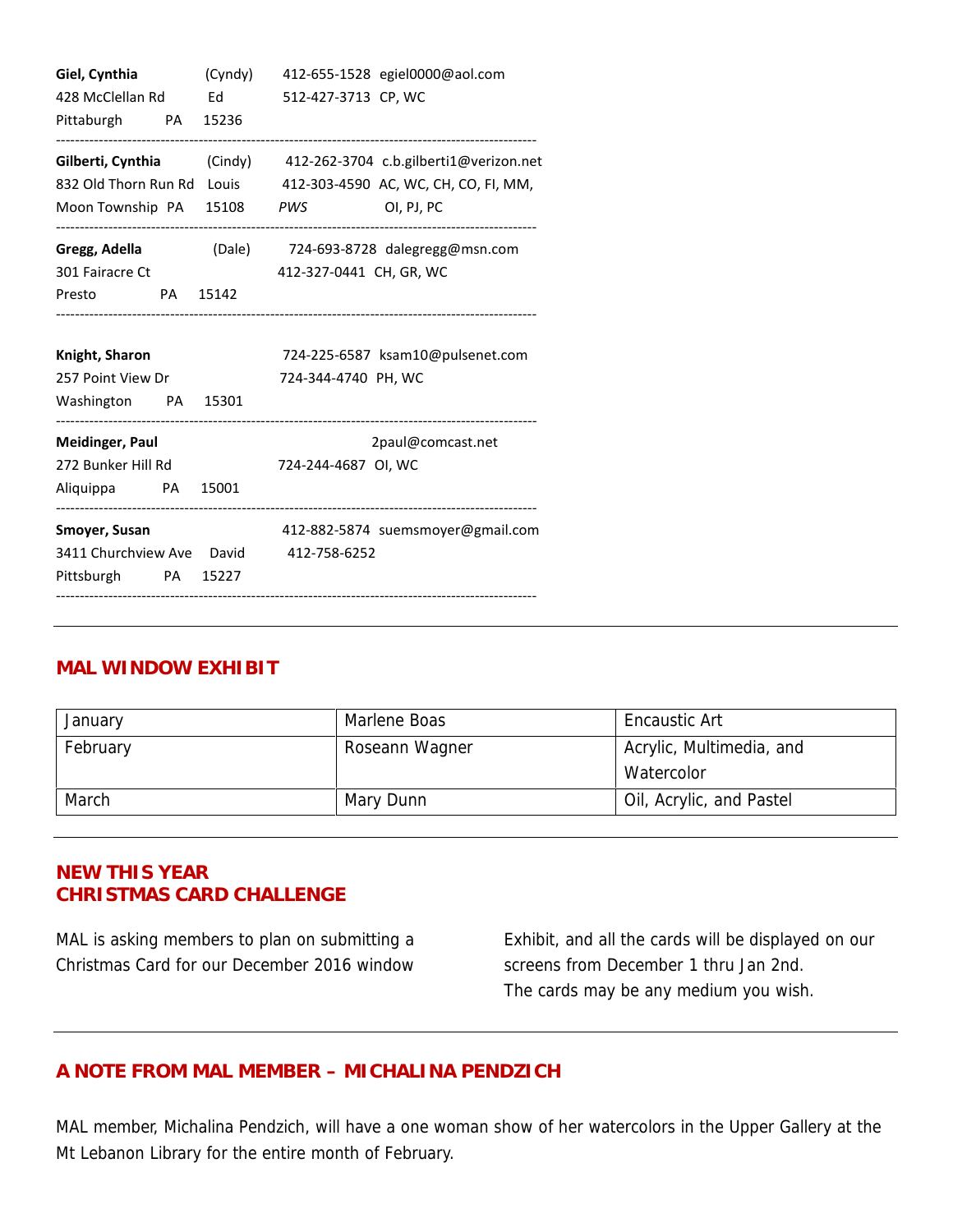**Giel, Cynthia** (Cyndy) 412-655-1528 egiel0000@aol.com
428 McClellan Rd Ed 512-427-3713 CP, WC
Pittaburgh PA 15236

---

**Gilberti, Cynthia** (Cindy) 412-262-3704 c.b.gilberti1@verizon.net
832 Old Thorn Run Rd Louis 412-303-4590 AC, WC, CH, CO, FI, MM,
Moon Township PA 15108 *PWS* OI, PJ, PC

---

**Gregg, Adella** (Dale) 724-693-8728 dalegregg@msn.com
301 Fairacre Ct 412-327-0441 CH, GR, WC
Presto PA 15142

---

**Knight, Sharon** 724-225-6587 ksam10@pulsenet.com
257 Point View Dr 724-344-4740 PH, WC
Washington PA 15301

---

**Meidinger, Paul** 2paul@comcast.net
272 Bunker Hill Rd 724-244-4687 OI, WC
Aliquippa PA 15001

---

**Smoyer, Susan** 412-882-5874 suemsmoyer@gmail.com
3411 Churchview Ave David 412-758-6252
Pittsburgh PA 15227

---

## MAL WINDOW EXHIBIT

| | | |
|---|---|---|
| January | Marlene Boas | Encaustic Art |
| February | Roseann Wagner | Acrylic, Multimedia, and Watercolor |
| March | Mary Dunn | Oil, Acrylic, and Pastel |

## NEW THIS YEAR
## CHRISTMAS CARD CHALLENGE

MAL is asking members to plan on submitting a Christmas Card for our December 2016 window Exhibit, and all the cards will be displayed on our screens from December 1 thru Jan 2nd.
The cards may be any medium you wish.

## A NOTE FROM MAL MEMBER – MICHALINA PENDZICH

MAL member, Michalina Pendzich, will have a one woman show of her watercolors in the Upper Gallery at the Mt Lebanon Library for the entire month of February.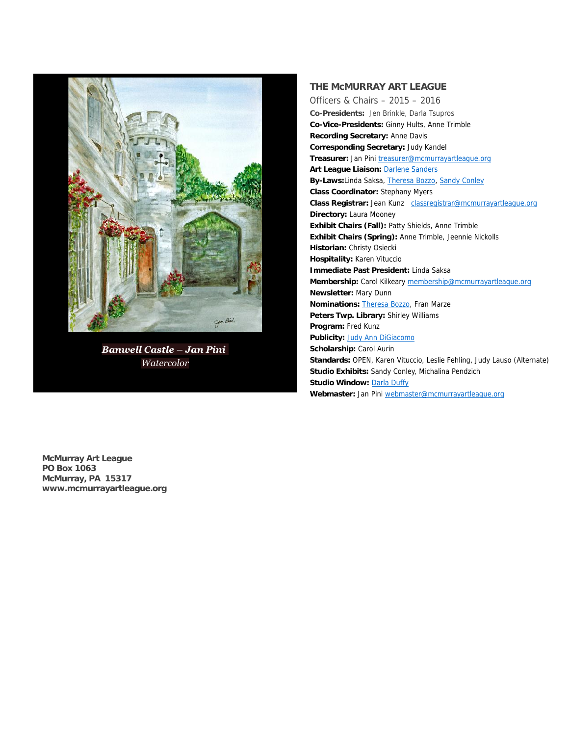***Banwell Castle – Jan Pini***
*Watercolor*

## THE McMURRAY ART LEAGUE

Officers & Chairs – 2015 – 2016

**Co-Presidents:** Jen Brinkle, Darla Tsupros
**Co-Vice-Presidents:** Ginny Hults, Anne Trimble
**Recording Secretary:** Anne Davis
**Corresponding Secretary:** Judy Kandel
**Treasurer:** Jan Pini treasurer@mcmurrayartleague.org
**Art League Liaison:** Darlene Sanders
**By-Laws:** Linda Saksa, Theresa Bozzo, Sandy Conley
**Class Coordinator:** Stephany Myers
**Class Registrar:** Jean Kunz classregistrar@mcmurrayartleague.org
**Directory:** Laura Mooney
**Exhibit Chairs (Fall):** Patty Shields, Anne Trimble
**Exhibit Chairs (Spring):** Anne Trimble, Jeennie Nickolls
**Historian:** Christy Osiecki
**Hospitality:** Karen Vituccio
**Immediate Past President:** Linda Saksa
**Membership:** Carol Kilkeary membership@mcmurrayartleague.org
**Newsletter:** Mary Dunn
**Nominations:** Theresa Bozzo, Fran Marze
**Peters Twp. Library:** Shirley Williams
**Program:** Fred Kunz
**Publicity:** Judy Ann DiGiacomo
**Scholarship:** Carol Aurin
**Standards:** OPEN, Karen Vituccio, Leslie Fehling, Judy Lauso (Alternate)
**Studio Exhibits:** Sandy Conley, Michalina Pendzich
**Studio Window:** Darla Duffy
**Webmaster:** Jan Pini webmaster@mcmurrayartleague.org

**McMurray Art League**
**PO Box 1063**
**McMurray, PA 15317**
**www.mcmurrayartleague.org**